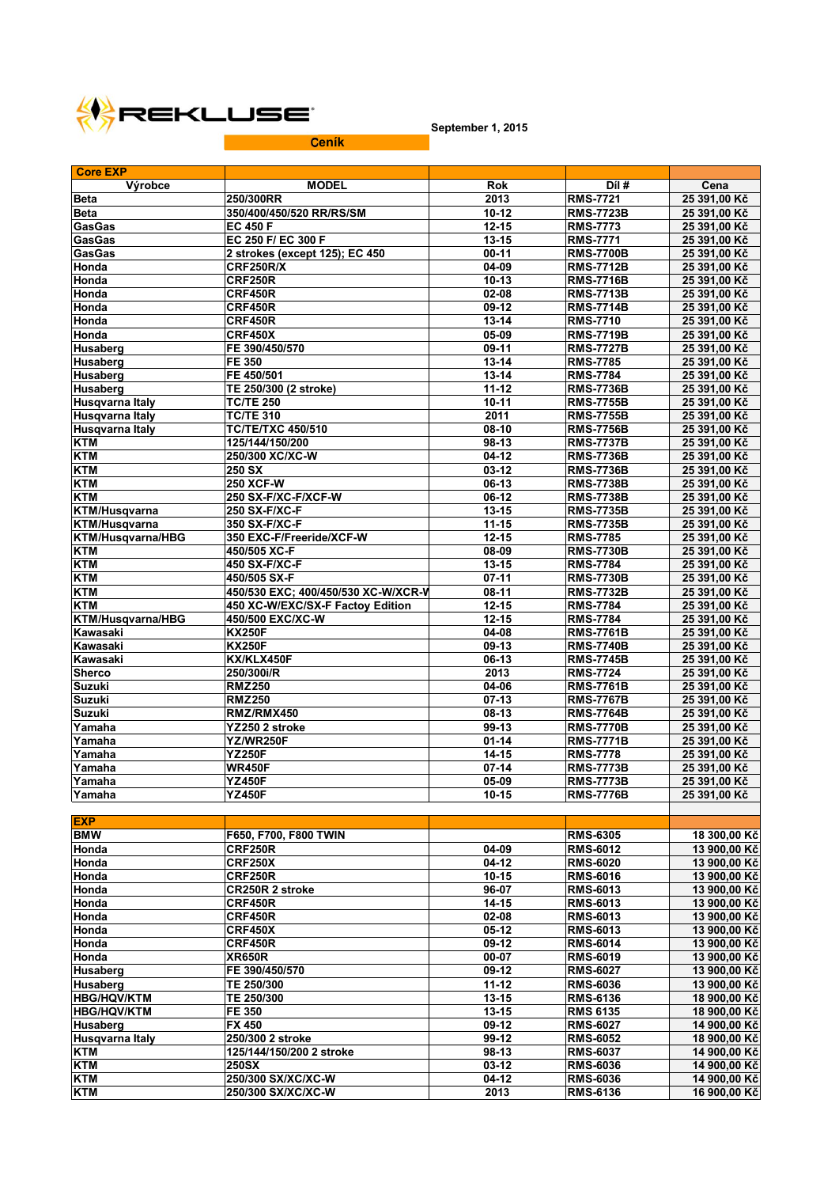REKLUSE

**Ceník**

September 1, 2015

| Core EXP | | | | |
|---|---|---|---|---|
| **Výrobce** | **MODEL** | **Rok** | **Díl #** | **Cena** |
| Beta | 250/300RR | 2013 | RMS-7721 | 25 391,00 Kč |
| Beta | 350/400/450/520 RR/RS/SM | 10-12 | RMS-7723B | 25 391,00 Kč |
| GasGas | EC 450 F | 12-15 | RMS-7773 | 25 391,00 Kč |
| GasGas | EC 250 F/ EC 300 F | 13-15 | RMS-7771 | 25 391,00 Kč |
| GasGas | 2 strokes (except 125); EC 450 | 00-11 | RMS-7700B | 25 391,00 Kč |
| Honda | CRF250R/X | 04-09 | RMS-7712B | 25 391,00 Kč |
| Honda | CRF250R | 10-13 | RMS-7716B | 25 391,00 Kč |
| Honda | CRF450R | 02-08 | RMS-7713B | 25 391,00 Kč |
| Honda | CRF450R | 09-12 | RMS-7714B | 25 391,00 Kč |
| Honda | CRF450R | 13-14 | RMS-7710 | 25 391,00 Kč |
| Honda | CRF450X | 05-09 | RMS-7719B | 25 391,00 Kč |
| Husaberg | FE 390/450/570 | 09-11 | RMS-7727B | 25 391,00 Kč |
| Husaberg | FE 350 | 13-14 | RMS-7785 | 25 391,00 Kč |
| Husaberg | FE 450/501 | 13-14 | RMS-7784 | 25 391,00 Kč |
| Husaberg | TE 250/300 (2 stroke) | 11-12 | RMS-7736B | 25 391,00 Kč |
| Husqvarna Italy | TC/TE 250 | 10-11 | RMS-7755B | 25 391,00 Kč |
| Husqvarna Italy | TC/TE 310 | 2011 | RMS-7755B | 25 391,00 Kč |
| Husqvarna Italy | TC/TE/TXC 450/510 | 08-10 | RMS-7756B | 25 391,00 Kč |
| KTM | 125/144/150/200 | 98-13 | RMS-7737B | 25 391,00 Kč |
| KTM | 250/300 XC/XC-W | 04-12 | RMS-7736B | 25 391,00 Kč |
| KTM | 250 SX | 03-12 | RMS-7736B | 25 391,00 Kč |
| KTM | 250 XCF-W | 06-13 | RMS-7738B | 25 391,00 Kč |
| KTM | 250 SX-F/XC-F/XCF-W | 06-12 | RMS-7738B | 25 391,00 Kč |
| KTM/Husqvarna | 250 SX-F/XC-F | 13-15 | RMS-7735B | 25 391,00 Kč |
| KTM/Husqvarna | 350 SX-F/XC-F | 11-15 | RMS-7735B | 25 391,00 Kč |
| KTM/Husqvarna/HBG | 350 EXC-F/Freeride/XCF-W | 12-15 | RMS-7785 | 25 391,00 Kč |
| KTM | 450/505 XC-F | 08-09 | RMS-7730B | 25 391,00 Kč |
| KTM | 450 SX-F/XC-F | 13-15 | RMS-7784 | 25 391,00 Kč |
| KTM | 450/505 SX-F | 07-11 | RMS-7730B | 25 391,00 Kč |
| KTM | 450/530 EXC; 400/450/530 XC-W/XCR-V | 08-11 | RMS-7732B | 25 391,00 Kč |
| KTM | 450 XC-W/EXC/SX-F Factoy Edition | 12-15 | RMS-7784 | 25 391,00 Kč |
| KTM/Husqvarna/HBG | 450/500 EXC/XC-W | 12-15 | RMS-7784 | 25 391,00 Kč |
| Kawasaki | KX250F | 04-08 | RMS-7761B | 25 391,00 Kč |
| Kawasaki | KX250F | 09-13 | RMS-7740B | 25 391,00 Kč |
| Kawasaki | KX/KLX450F | 06-13 | RMS-7745B | 25 391,00 Kč |
| Sherco | 250/300i/R | 2013 | RMS-7724 | 25 391,00 Kč |
| Suzuki | RMZ250 | 04-06 | RMS-7761B | 25 391,00 Kč |
| Suzuki | RMZ250 | 07-13 | RMS-7767B | 25 391,00 Kč |
| Suzuki | RMZ/RMX450 | 08-13 | RMS-7764B | 25 391,00 Kč |
| Yamaha | YZ250 2 stroke | 99-13 | RMS-7770B | 25 391,00 Kč |
| Yamaha | YZ/WR250F | 01-14 | RMS-7771B | 25 391,00 Kč |
| Yamaha | YZ250F | 14-15 | RMS-7778 | 25 391,00 Kč |
| Yamaha | WR450F | 07-14 | RMS-7773B | 25 391,00 Kč |
| Yamaha | YZ450F | 05-09 | RMS-7773B | 25 391,00 Kč |
| Yamaha | YZ450F | 10-15 | RMS-7776B | 25 391,00 Kč |

| EXP | | | | |
|---|---|---|---|---|
| BMW | F650, F700, F800 TWIN | | RMS-6305 | 18 300,00 Kč |
| Honda | CRF250R | 04-09 | RMS-6012 | 13 900,00 Kč |
| Honda | CRF250X | 04-12 | RMS-6020 | 13 900,00 Kč |
| Honda | CRF250R | 10-15 | RMS-6016 | 13 900,00 Kč |
| Honda | CR250R 2 stroke | 96-07 | RMS-6013 | 13 900,00 Kč |
| Honda | CRF450R | 14-15 | RMS-6013 | 13 900,00 Kč |
| Honda | CRF450R | 02-08 | RMS-6013 | 13 900,00 Kč |
| Honda | CRF450X | 05-12 | RMS-6013 | 13 900,00 Kč |
| Honda | CRF450R | 09-12 | RMS-6014 | 13 900,00 Kč |
| Honda | XR650R | 00-07 | RMS-6019 | 13 900,00 Kč |
| Husaberg | FE 390/450/570 | 09-12 | RMS-6027 | 13 900,00 Kč |
| Husaberg | TE 250/300 | 11-12 | RMS-6036 | 13 900,00 Kč |
| HBG/HQV/KTM | TE 250/300 | 13-15 | RMS-6136 | 18 900,00 Kč |
| HBG/HQV/KTM | FE 350 | 13-15 | RMS 6135 | 18 900,00 Kč |
| Husaberg | FX 450 | 09-12 | RMS-6027 | 14 900,00 Kč |
| Husqvarna Italy | 250/300 2 stroke | 99-12 | RMS-6052 | 18 900,00 Kč |
| KTM | 125/144/150/200 2 stroke | 98-13 | RMS-6037 | 14 900,00 Kč |
| KTM | 250SX | 03-12 | RMS-6036 | 14 900,00 Kč |
| KTM | 250/300 SX/XC/XC-W | 04-12 | RMS-6036 | 14 900,00 Kč |
| KTM | 250/300 SX/XC/XC-W | 2013 | RMS-6136 | 16 900,00 Kč |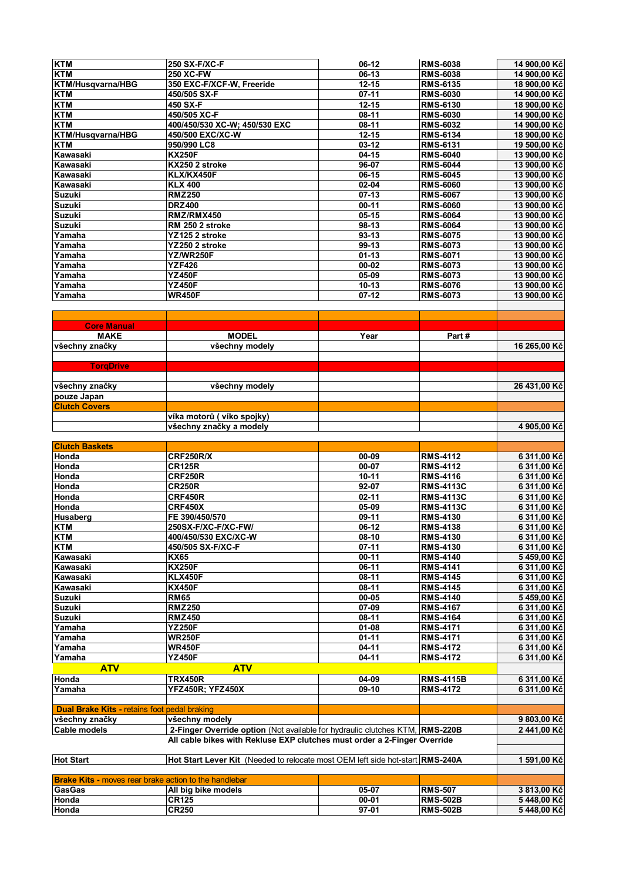| | | | | |
|---|---|---|---|---|
| KTM | 250 SX-F/XC-F | 06-12 | RMS-6038 | 14 900,00 Kč |
| KTM | 250 XC-FW | 06-13 | RMS-6038 | 14 900,00 Kč |
| KTM/Husqvarna/HBG | 350 EXC-F/XCF-W, Freeride | 12-15 | RMS-6135 | 18 900,00 Kč |
| KTM | 450/505 SX-F | 07-11 | RMS-6030 | 14 900,00 Kč |
| KTM | 450 SX-F | 12-15 | RMS-6130 | 18 900,00 Kč |
| KTM | 450/505 XC-F | 08-11 | RMS-6030 | 14 900,00 Kč |
| KTM | 400/450/530 XC-W; 450/530 EXC | 08-11 | RMS-6032 | 14 900,00 Kč |
| KTM/Husqvarna/HBG | 450/500 EXC/XC-W | 12-15 | RMS-6134 | 18 900,00 Kč |
| KTM | 950/990 LC8 | 03-12 | RMS-6131 | 19 500,00 Kč |
| Kawasaki | KX250F | 04-15 | RMS-6040 | 13 900,00 Kč |
| Kawasaki | KX250 2 stroke | 96-07 | RMS-6044 | 13 900,00 Kč |
| Kawasaki | KLX/KX450F | 06-15 | RMS-6045 | 13 900,00 Kč |
| Kawasaki | KLX 400 | 02-04 | RMS-6060 | 13 900,00 Kč |
| Suzuki | RMZ250 | 07-13 | RMS-6067 | 13 900,00 Kč |
| Suzuki | DRZ400 | 00-11 | RMS-6060 | 13 900,00 Kč |
| Suzuki | RMZ/RMX450 | 05-15 | RMS-6064 | 13 900,00 Kč |
| Suzuki | RM 250 2 stroke | 98-13 | RMS-6064 | 13 900,00 Kč |
| Yamaha | YZ125 2 stroke | 93-13 | RMS-6075 | 13 900,00 Kč |
| Yamaha | YZ250 2 stroke | 99-13 | RMS-6073 | 13 900,00 Kč |
| Yamaha | YZ/WR250F | 01-13 | RMS-6071 | 13 900,00 Kč |
| Yamaha | YZF426 | 00-02 | RMS-6073 | 13 900,00 Kč |
| Yamaha | YZ450F | 05-09 | RMS-6073 | 13 900,00 Kč |
| Yamaha | YZ450F | 10-13 | RMS-6076 | 13 900,00 Kč |
| Yamaha | WR450F | 07-12 | RMS-6073 | 13 900,00 Kč |

| Core Manual | | | | |
|---|---|---|---|---|
| MAKE | MODEL | Year | Part # | |
| všechny značky | všechny modely | | | 16 265,00 Kč |
| **TorqDrive** | | | | |
| všechny značky | všechny modely | | | 26 431,00 Kč |
| pouze Japan | | | | |
| **Clutch Covers** | | | | |
| | víka motorů ( víko spojky) | | | |
| | všechny značky a modely | | | 4 905,00 Kč |

| Clutch Baskets | | | | |
|---|---|---|---|---|
| Honda | CRF250R/X | 00-09 | RMS-4112 | 6 311,00 Kč |
| Honda | CR125R | 00-07 | RMS-4112 | 6 311,00 Kč |
| Honda | CRF250R | 10-11 | RMS-4116 | 6 311,00 Kč |
| Honda | CR250R | 92-07 | RMS-4113C | 6 311,00 Kč |
| Honda | CRF450R | 02-11 | RMS-4113C | 6 311,00 Kč |
| Honda | CRF450X | 05-09 | RMS-4113C | 6 311,00 Kč |
| Husaberg | FE 390/450/570 | 09-11 | RMS-4130 | 6 311,00 Kč |
| KTM | 250SX-F/XC-F/XC-FW/ | 06-12 | RMS-4138 | 6 311,00 Kč |
| KTM | 400/450/530 EXC/XC-W | 08-10 | RMS-4130 | 6 311,00 Kč |
| KTM | 450/505 SX-F/XC-F | 07-11 | RMS-4130 | 6 311,00 Kč |
| Kawasaki | KX65 | 00-11 | RMS-4140 | 5 459,00 Kč |
| Kawasaki | KX250F | 06-11 | RMS-4141 | 6 311,00 Kč |
| Kawasaki | KLX450F | 08-11 | RMS-4145 | 6 311,00 Kč |
| Kawasaki | KX450F | 08-11 | RMS-4145 | 6 311,00 Kč |
| Suzuki | RM65 | 00-05 | RMS-4140 | 5 459,00 Kč |
| Suzuki | RMZ250 | 07-09 | RMS-4167 | 6 311,00 Kč |
| Suzuki | RMZ450 | 08-11 | RMS-4164 | 6 311,00 Kč |
| Yamaha | YZ250F | 01-08 | RMS-4171 | 6 311,00 Kč |
| Yamaha | WR250F | 01-11 | RMS-4171 | 6 311,00 Kč |
| Yamaha | WR450F | 04-11 | RMS-4172 | 6 311,00 Kč |
| Yamaha | YZ450F | 04-11 | RMS-4172 | 6 311,00 Kč |
| **ATV** | **ATV** | | | |
| Honda | TRX450R | 04-09 | RMS-4115B | 6 311,00 Kč |
| Yamaha | YFZ450R; YFZ450X | 09-10 | RMS-4172 | 6 311,00 Kč |

| Dual Brake Kits - retains foot pedal braking | | | | |
|---|---|---|---|---|
| všechny značky | všechny modely | | | 9 803,00 Kč |
| Cable models | **2-Finger Override option** (Not available for hydraulic clutches KTM, | | RMS-220B | 2 441,00 Kč |
| | All cable bikes with Rekluse EXP clutches must order a 2-Finger Override | | | |
| Hot Start | **Hot Start Lever Kit** (Needed to relocate most OEM left side hot-start | | RMS-240A | 1 591,00 Kč |

| Brake Kits - moves rear brake action to the handlebar | | | | |
|---|---|---|---|---|
| GasGas | All big bike models | 05-07 | RMS-507 | 3 813,00 Kč |
| Honda | CR125 | 00-01 | RMS-502B | 5 448,00 Kč |
| Honda | CR250 | 97-01 | RMS-502B | 5 448,00 Kč |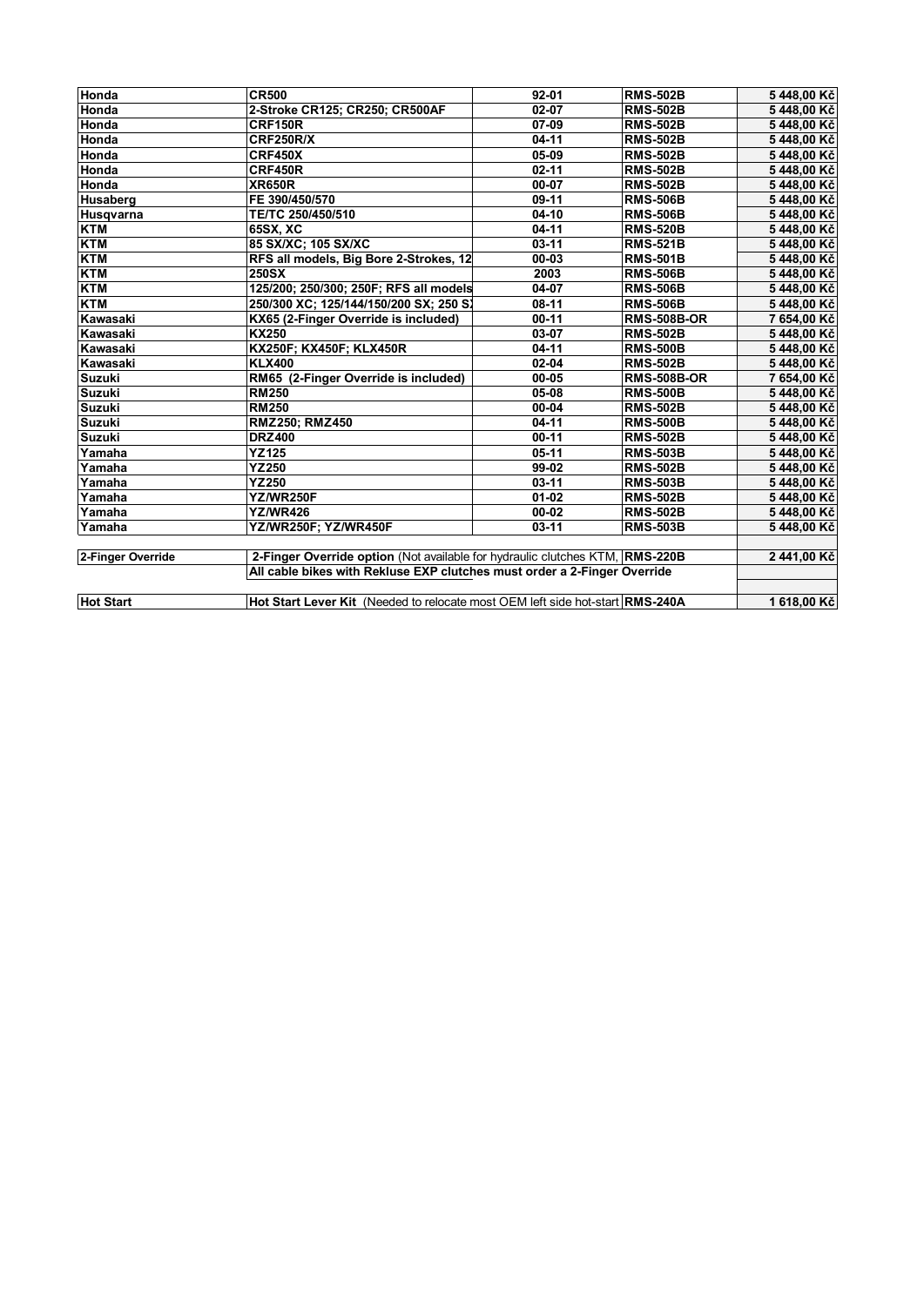| | | | | |
|---|---|---|---|---|
| Honda | CR500 | 92-01 | RMS-502B | 5 448,00 Kč |
| Honda | 2-Stroke CR125; CR250; CR500AF | 02-07 | RMS-502B | 5 448,00 Kč |
| Honda | CRF150R | 07-09 | RMS-502B | 5 448,00 Kč |
| Honda | CRF250R/X | 04-11 | RMS-502B | 5 448,00 Kč |
| Honda | CRF450X | 05-09 | RMS-502B | 5 448,00 Kč |
| Honda | CRF450R | 02-11 | RMS-502B | 5 448,00 Kč |
| Honda | XR650R | 00-07 | RMS-502B | 5 448,00 Kč |
| Husaberg | FE 390/450/570 | 09-11 | RMS-506B | 5 448,00 Kč |
| Husqvarna | TE/TC 250/450/510 | 04-10 | RMS-506B | 5 448,00 Kč |
| KTM | 65SX, XC | 04-11 | RMS-520B | 5 448,00 Kč |
| KTM | 85 SX/XC; 105 SX/XC | 03-11 | RMS-521B | 5 448,00 Kč |
| KTM | RFS all models, Big Bore 2-Strokes, 12 | 00-03 | RMS-501B | 5 448,00 Kč |
| KTM | 250SX | 2003 | RMS-506B | 5 448,00 Kč |
| KTM | 125/200; 250/300; 250F; RFS all models | 04-07 | RMS-506B | 5 448,00 Kč |
| KTM | 250/300 XC; 125/144/150/200 SX; 250 S | 08-11 | RMS-506B | 5 448,00 Kč |
| Kawasaki | KX65 (2-Finger Override is included) | 00-11 | RMS-508B-OR | 7 654,00 Kč |
| Kawasaki | KX250 | 03-07 | RMS-502B | 5 448,00 Kč |
| Kawasaki | KX250F; KX450F; KLX450R | 04-11 | RMS-500B | 5 448,00 Kč |
| Kawasaki | KLX400 | 02-04 | RMS-502B | 5 448,00 Kč |
| Suzuki | RM65 (2-Finger Override is included) | 00-05 | RMS-508B-OR | 7 654,00 Kč |
| Suzuki | RM250 | 05-08 | RMS-500B | 5 448,00 Kč |
| Suzuki | RM250 | 00-04 | RMS-502B | 5 448,00 Kč |
| Suzuki | RMZ250; RMZ450 | 04-11 | RMS-500B | 5 448,00 Kč |
| Suzuki | DRZ400 | 00-11 | RMS-502B | 5 448,00 Kč |
| Yamaha | YZ125 | 05-11 | RMS-503B | 5 448,00 Kč |
| Yamaha | YZ250 | 99-02 | RMS-502B | 5 448,00 Kč |
| Yamaha | YZ250 | 03-11 | RMS-503B | 5 448,00 Kč |
| Yamaha | YZ/WR250F | 01-02 | RMS-502B | 5 448,00 Kč |
| Yamaha | YZ/WR426 | 00-02 | RMS-502B | 5 448,00 Kč |
| Yamaha | YZ/WR250F; YZ/WR450F | 03-11 | RMS-503B | 5 448,00 Kč |
| 2-Finger Override | **2-Finger Override option** (Not available for hydraulic clutches KTM, | | RMS-220B | 2 441,00 Kč |
| | All cable bikes with Rekluse EXP clutches must order a 2-Finger Override | | | |
| Hot Start | **Hot Start Lever Kit** (Needed to relocate most OEM left side hot-start | | RMS-240A | 1 618,00 Kč |